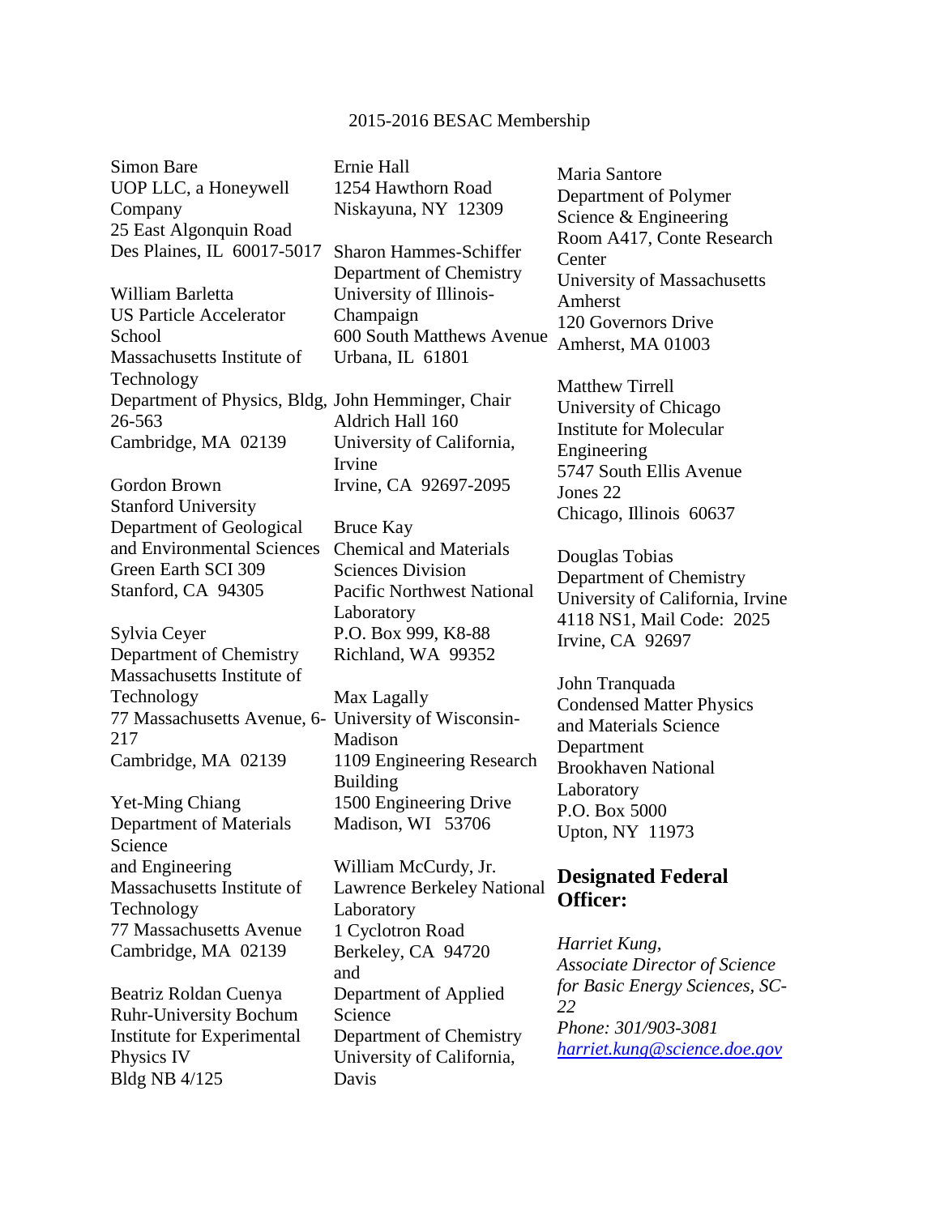2015-2016 BESAC Membership

Simon Bare
UOP LLC, a Honeywell Company
25 East Algonquin Road
Des Plaines, IL 60017-5017

William Barletta
US Particle Accelerator School
Massachusetts Institute of Technology
Department of Physics, Bldg, 26-563
Cambridge, MA 02139

Gordon Brown
Stanford University
Department of Geological and Environmental Sciences
Green Earth SCI 309
Stanford, CA 94305

Sylvia Ceyer
Department of Chemistry
Massachusetts Institute of Technology
77 Massachusetts Avenue, 6-217
Cambridge, MA 02139

Yet-Ming Chiang
Department of Materials Science
and Engineering
Massachusetts Institute of Technology
77 Massachusetts Avenue
Cambridge, MA 02139

Beatriz Roldan Cuenya
Ruhr-University Bochum
Institute for Experimental Physics IV
Bldg NB 4/125

Ernie Hall
1254 Hawthorn Road
Niskayuna, NY 12309

Sharon Hammes-Schiffer
Department of Chemistry
University of Illinois-Champaign
600 South Matthews Avenue
Urbana, IL 61801

John Hemminger, Chair
Aldrich Hall 160
University of California, Irvine
Irvine, CA 92697-2095

Bruce Kay
Chemical and Materials Sciences Division
Pacific Northwest National Laboratory
P.O. Box 999, K8-88
Richland, WA 99352

Max Lagally
University of Wisconsin-Madison
1109 Engineering Research Building
1500 Engineering Drive
Madison, WI 53706

William McCurdy, Jr.
Lawrence Berkeley National Laboratory
1 Cyclotron Road
Berkeley, CA 94720
and
Department of Applied Science
Department of Chemistry
University of California, Davis

Maria Santore
Department of Polymer Science & Engineering
Room A417, Conte Research Center
University of Massachusetts Amherst
120 Governors Drive
Amherst, MA 01003

Matthew Tirrell
University of Chicago
Institute for Molecular Engineering
5747 South Ellis Avenue
Jones 22
Chicago, Illinois 60637

Douglas Tobias
Department of Chemistry
University of California, Irvine
4118 NS1, Mail Code: 2025
Irvine, CA 92697

John Tranquada
Condensed Matter Physics and Materials Science Department
Brookhaven National Laboratory
P.O. Box 5000
Upton, NY 11973

## Designated Federal Officer:

*Harriet Kung,*
*Associate Director of Science for Basic Energy Sciences, SC-22*
*Phone: 301/903-3081*
*harriet.kung@science.doe.gov*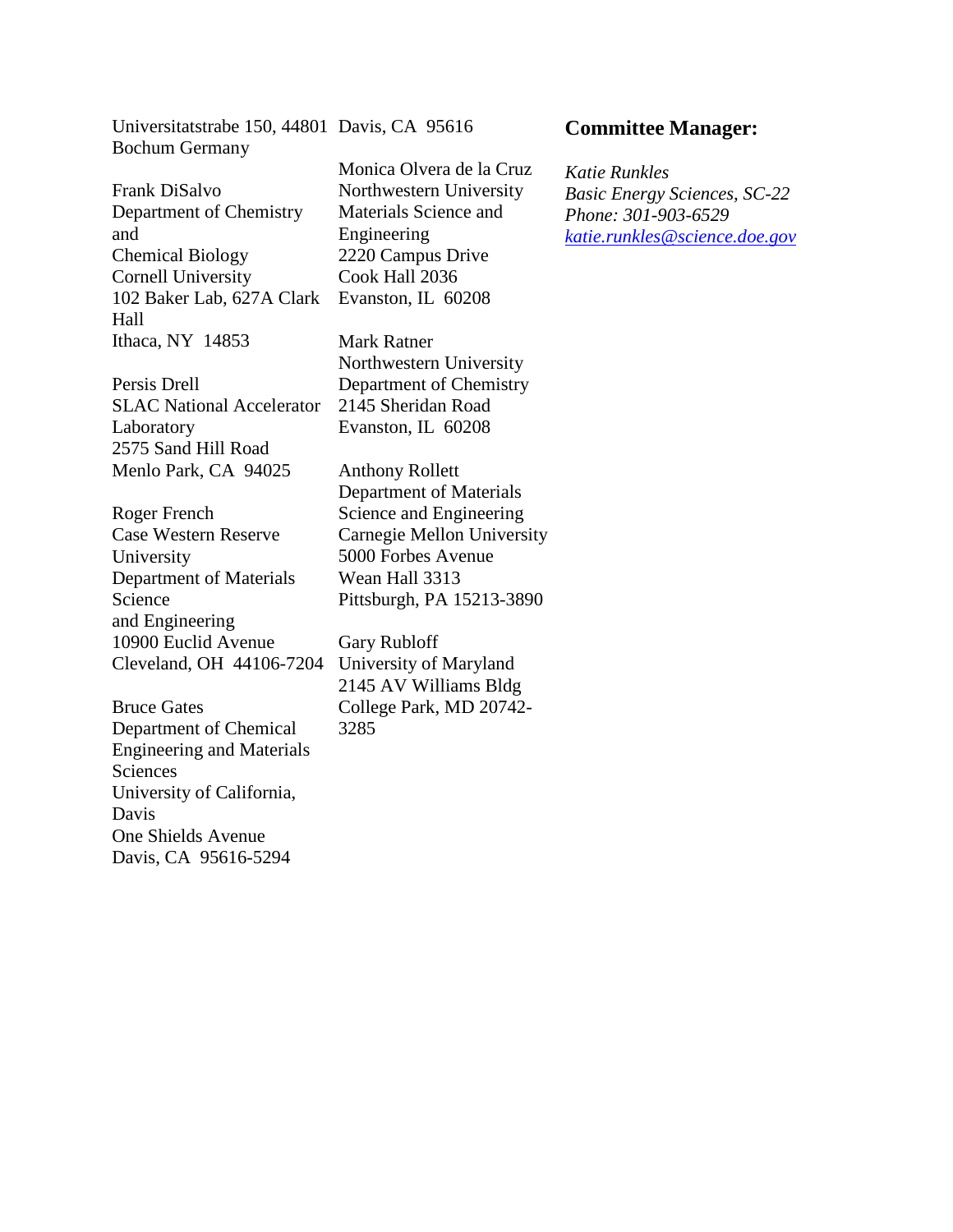Universitatstrabe 150, 44801
Bochum Germany

Frank DiSalvo
Department of Chemistry and
Chemical Biology
Cornell University
102 Baker Lab, 627A Clark Hall
Ithaca, NY 14853

Persis Drell
SLAC National Accelerator Laboratory
2575 Sand Hill Road
Menlo Park, CA 94025

Roger French
Case Western Reserve University
Department of Materials Science
and Engineering
10900 Euclid Avenue
Cleveland, OH 44106-7204

Bruce Gates
Department of Chemical Engineering and Materials Sciences
University of California, Davis
One Shields Avenue
Davis, CA 95616-5294

Davis, CA 95616

Monica Olvera de la Cruz
Northwestern University
Materials Science and Engineering
2220 Campus Drive
Cook Hall 2036
Evanston, IL 60208

Mark Ratner
Northwestern University
Department of Chemistry
2145 Sheridan Road
Evanston, IL 60208

Anthony Rollett
Department of Materials Science and Engineering
Carnegie Mellon University
5000 Forbes Avenue
Wean Hall 3313
Pittsburgh, PA 15213-3890

Gary Rubloff
University of Maryland
2145 AV Williams Bldg
College Park, MD 20742-3285

## Committee Manager:

*Katie Runkles*
*Basic Energy Sciences, SC-22*
*Phone: 301-903-6529*
*katie.runkles@science.doe.gov*